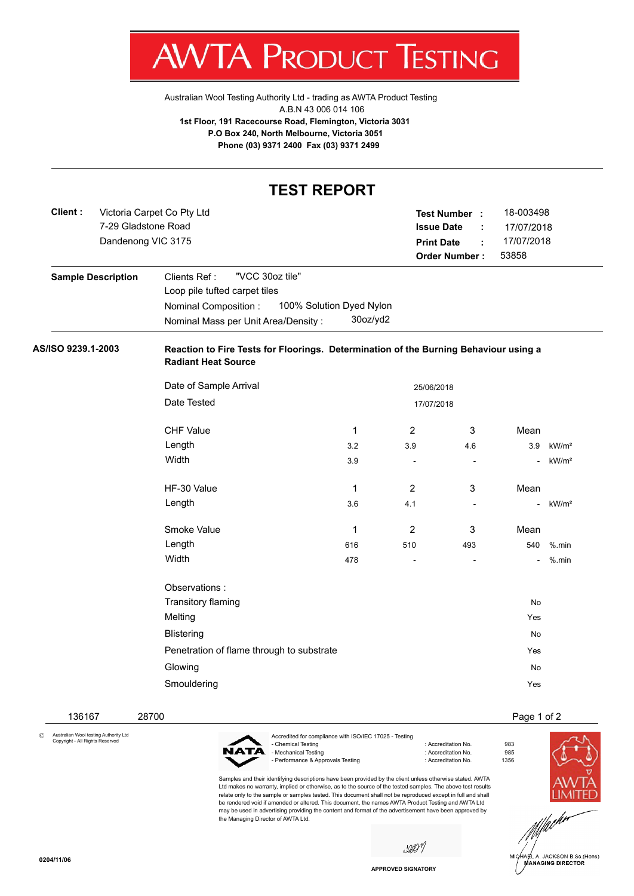# AWTA PRODUCT TESTING

Australian Wool Testing Authority Ltd - trading as AWTA Product Testing
A.B.N 43 006 014 106
**1st Floor, 191 Racecourse Road, Flemington, Victoria 3031**
**P.O Box 240, North Melbourne, Victoria 3051**
**Phone (03) 9371 2400 Fax (03) 9371 2499**

## TEST REPORT

**Client :** Victoria Carpet Co Pty Ltd
7-29 Gladstone Road
Dandenong VIC 3175

**Test Number :** 18-003498
**Issue Date :** 17/07/2018
**Print Date :** 17/07/2018
**Order Number :** 53858

**Sample Description**

Clients Ref : "VCC 30oz tile"
Loop pile tufted carpet tiles
Nominal Composition : 100% Solution Dyed Nylon
Nominal Mass per Unit Area/Density : 30oz/yd2

**AS/ISO 9239.1-2003** **Reaction to Fire Tests for Floorings. Determination of the Burning Behaviour using a Radiant Heat Source**

Date of Sample Arrival: 25/06/2018
Date Tested: 17/07/2018

| CHF Value | 1 | 2 | 3 | Mean | |
|---|---|---|---|---|---|
| Length | 3.2 | 3.9 | 4.6 | 3.9 | kW/m² |
| Width | 3.9 | - | - | - | kW/m² |

| HF-30 Value | 1 | 2 | 3 | Mean | |
|---|---|---|---|---|---|
| Length | 3.6 | 4.1 | - | - | kW/m² |

| Smoke Value | 1 | 2 | 3 | Mean | |
|---|---|---|---|---|---|
| Length | 616 | 510 | 493 | 540 | %.min |
| Width | 478 | - | - | - | %.min |

Observations :

| | |
|---|---|
| Transitory flaming | No |
| Melting | Yes |
| Blistering | No |
| Penetration of flame through to substrate | Yes |
| Glowing | No |
| Smouldering | Yes |

136167 28700

© Australian Wool testing Authority Ltd Copyright - All Rights Reserved

Accredited for compliance with ISO/IEC 17025 - Testing

| | | |
|---|---|---|
| - Chemical Testing | : Accreditation No. | 983 |
| - Mechanical Testing | : Accreditation No. | 985 |
| - Performance & Approvals Testing | : Accreditation No. | 1356 |

Samples and their identifying descriptions have been provided by the client unless otherwise stated. AWTA Ltd makes no warranty, implied or otherwise, as to the source of the tested samples. The above test results relate only to the sample or samples tested. This document shall not be reproduced except in full and shall be rendered void if amended or altered. This document, the names AWTA Product Testing and AWTA Ltd may be used in advertising providing the content and format of the advertisement have been approved by the Managing Director of AWTA Ltd.

APPROVED SIGNATORY

MICHAEL A. JACKSON B.Sc.(Hons)
MANAGING DIRECTOR

0204/11/06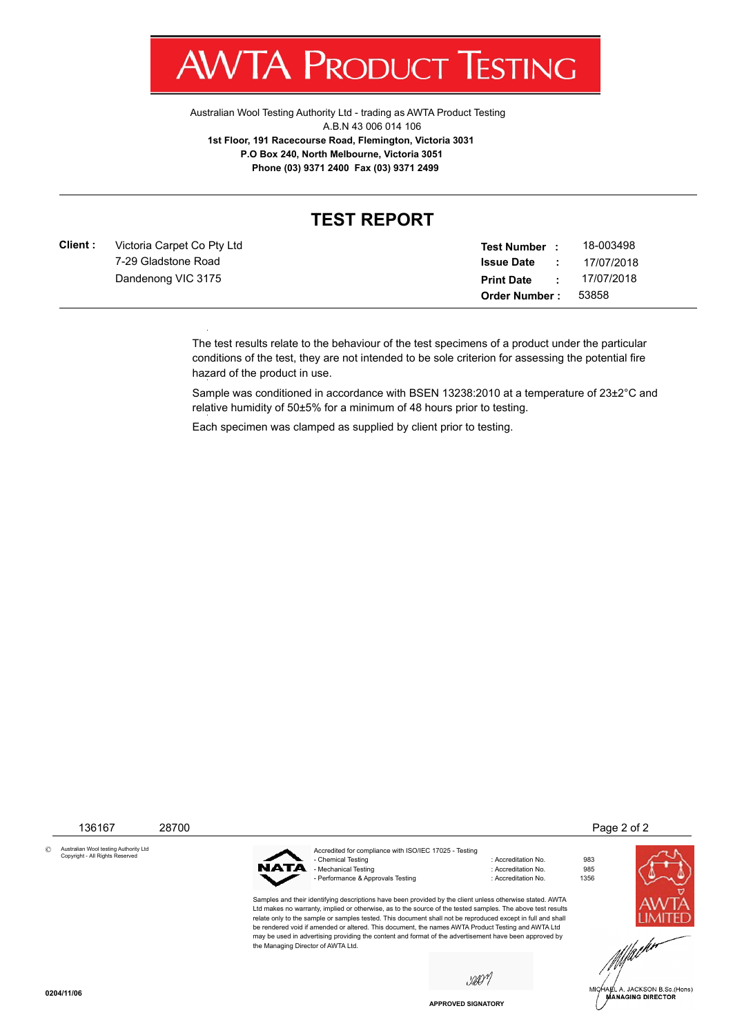# AWTA PRODUCT TESTING

Australian Wool Testing Authority Ltd - trading as AWTA Product Testing
A.B.N 43 006 014 106
**1st Floor, 191 Racecourse Road, Flemington, Victoria 3031**
**P.O Box 240, North Melbourne, Victoria 3051**
**Phone (03) 9371 2400 Fax (03) 9371 2499**

## TEST REPORT

**Client :** Victoria Carpet Co Pty Ltd
7-29 Gladstone Road
Dandenong VIC 3175

**Test Number :** 18-003498
**Issue Date :** 17/07/2018
**Print Date :** 17/07/2018
**Order Number :** 53858

The test results relate to the behaviour of the test specimens of a product under the particular conditions of the test, they are not intended to be sole criterion for assessing the potential fire hazard of the product in use.

Sample was conditioned in accordance with BSEN 13238:2010 at a temperature of 23±2°C and relative humidity of 50±5% for a minimum of 48 hours prior to testing.

Each specimen was clamped as supplied by client prior to testing.

136167 28700

© Australian Wool testing Authority Ltd
Copyright - All Rights Reserved

Accredited for compliance with ISO/IEC 17025 - Testing

| | | |
|---|---|---|
| - Chemical Testing | : Accreditation No. | 983 |
| - Mechanical Testing | : Accreditation No. | 985 |
| - Performance & Approvals Testing | : Accreditation No. | 1356 |

Samples and their identifying descriptions have been provided by the client unless otherwise stated. AWTA Ltd makes no warranty, implied or otherwise, as to the source of the tested samples. The above test results relate only to the sample or samples tested. This document shall not be reproduced except in full and shall be rendered void if amended or altered. This document, the names AWTA Product Testing and AWTA Ltd may be used in advertising providing the content and format of the advertisement have been approved by the Managing Director of AWTA Ltd.

APPROVED SIGNATORY

MICHAEL A. JACKSON B.Sc.(Hons)
MANAGING DIRECTOR

0204/11/06